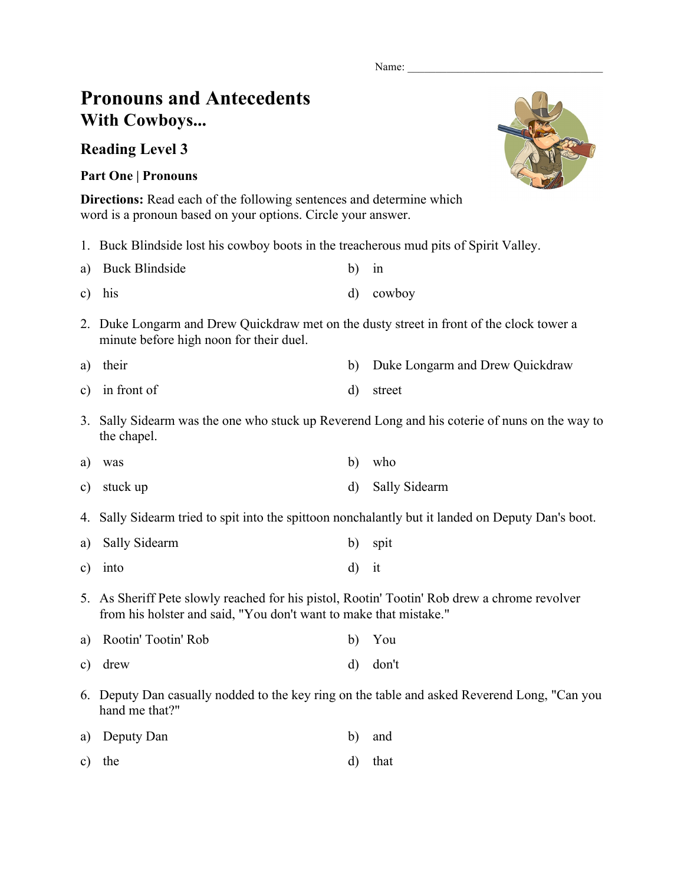Name: ___________________________________

# Pronouns and Antecedents
## With Cowboys...

### Reading Level 3

**Part One | Pronouns**

**Directions:** Read each of the following sentences and determine which word is a pronoun based on your options. Circle your answer.

1. Buck Blindside lost his cowboy boots in the treacherous mud pits of Spirit Valley.

a) Buck Blindside
b) in
c) his
d) cowboy

2. Duke Longarm and Drew Quickdraw met on the dusty street in front of the clock tower a minute before high noon for their duel.

a) their
b) Duke Longarm and Drew Quickdraw
c) in front of
d) street

3. Sally Sidearm was the one who stuck up Reverend Long and his coterie of nuns on the way to the chapel.

a) was
b) who
c) stuck up
d) Sally Sidearm

4. Sally Sidearm tried to spit into the spittoon nonchalantly but it landed on Deputy Dan's boot.

a) Sally Sidearm
b) spit
c) into
d) it

5. As Sheriff Pete slowly reached for his pistol, Rootin' Tootin' Rob drew a chrome revolver from his holster and said, "You don't want to make that mistake."

a) Rootin' Tootin' Rob
b) You
c) drew
d) don't

6. Deputy Dan casually nodded to the key ring on the table and asked Reverend Long, "Can you hand me that?"

a) Deputy Dan
b) and
c) the
d) that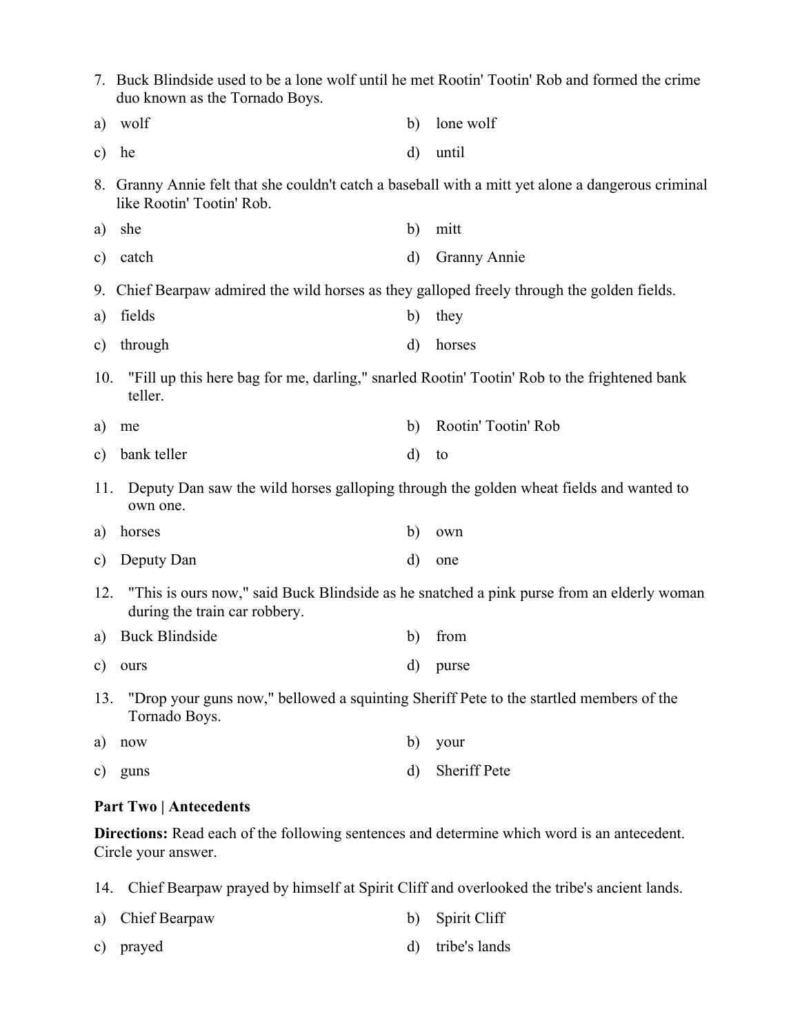7. Buck Blindside used to be a lone wolf until he met Rootin' Tootin' Rob and formed the crime duo known as the Tornado Boys.

a) wolf
b) lone wolf
c) he
d) until

8. Granny Annie felt that she couldn't catch a baseball with a mitt yet alone a dangerous criminal like Rootin' Tootin' Rob.

a) she
b) mitt
c) catch
d) Granny Annie

9. Chief Bearpaw admired the wild horses as they galloped freely through the golden fields.

a) fields
b) they
c) through
d) horses

10. "Fill up this here bag for me, darling," snarled Rootin' Tootin' Rob to the frightened bank teller.

a) me
b) Rootin' Tootin' Rob
c) bank teller
d) to

11. Deputy Dan saw the wild horses galloping through the golden wheat fields and wanted to own one.

a) horses
b) own
c) Deputy Dan
d) one

12. "This is ours now," said Buck Blindside as he snatched a pink purse from an elderly woman during the train car robbery.

a) Buck Blindside
b) from
c) ours
d) purse

13. "Drop your guns now," bellowed a squinting Sheriff Pete to the startled members of the Tornado Boys.

a) now
b) your
c) guns
d) Sheriff Pete

**Part Two | Antecedents**

**Directions:** Read each of the following sentences and determine which word is an antecedent. Circle your answer.

14. Chief Bearpaw prayed by himself at Spirit Cliff and overlooked the tribe's ancient lands.

a) Chief Bearpaw
b) Spirit Cliff
c) prayed
d) tribe's lands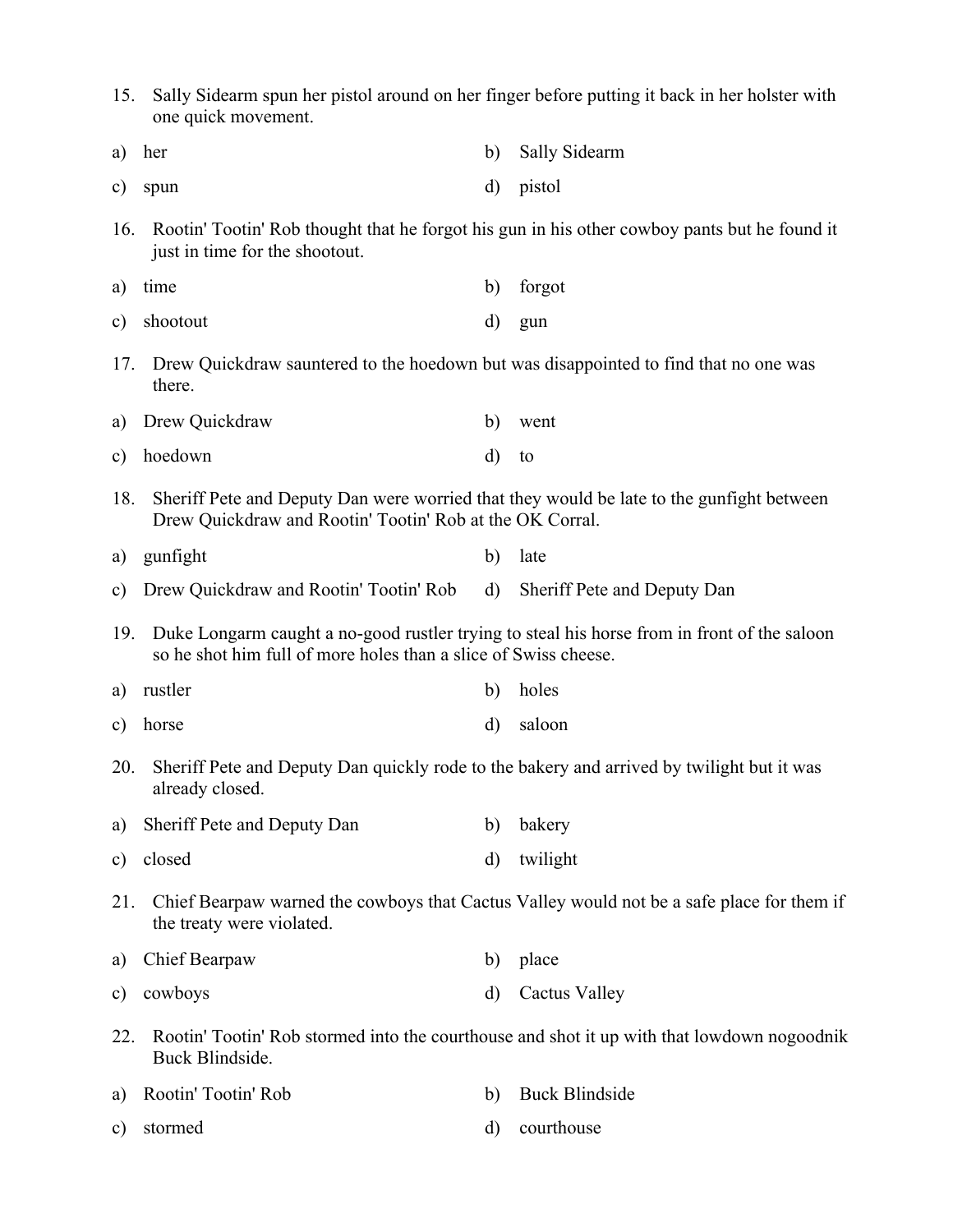15. Sally Sidearm spun her pistol around on her finger before putting it back in her holster with one quick movement.

a) her

b) Sally Sidearm

c) spun

d) pistol

16. Rootin' Tootin' Rob thought that he forgot his gun in his other cowboy pants but he found it just in time for the shootout.

a) time

b) forgot

c) shootout

d) gun

17. Drew Quickdraw sauntered to the hoedown but was disappointed to find that no one was there.

a) Drew Quickdraw

b) went

c) hoedown

d) to

18. Sheriff Pete and Deputy Dan were worried that they would be late to the gunfight between Drew Quickdraw and Rootin' Tootin' Rob at the OK Corral.

a) gunfight

b) late

c) Drew Quickdraw and Rootin' Tootin' Rob

d) Sheriff Pete and Deputy Dan

19. Duke Longarm caught a no-good rustler trying to steal his horse from in front of the saloon so he shot him full of more holes than a slice of Swiss cheese.

a) rustler

b) holes

c) horse

d) saloon

20. Sheriff Pete and Deputy Dan quickly rode to the bakery and arrived by twilight but it was already closed.

a) Sheriff Pete and Deputy Dan

b) bakery

c) closed

d) twilight

21. Chief Bearpaw warned the cowboys that Cactus Valley would not be a safe place for them if the treaty were violated.

a) Chief Bearpaw

b) place

c) cowboys

d) Cactus Valley

22. Rootin' Tootin' Rob stormed into the courthouse and shot it up with that lowdown nogoodnik Buck Blindside.

a) Rootin' Tootin' Rob

b) Buck Blindside

c) stormed

d) courthouse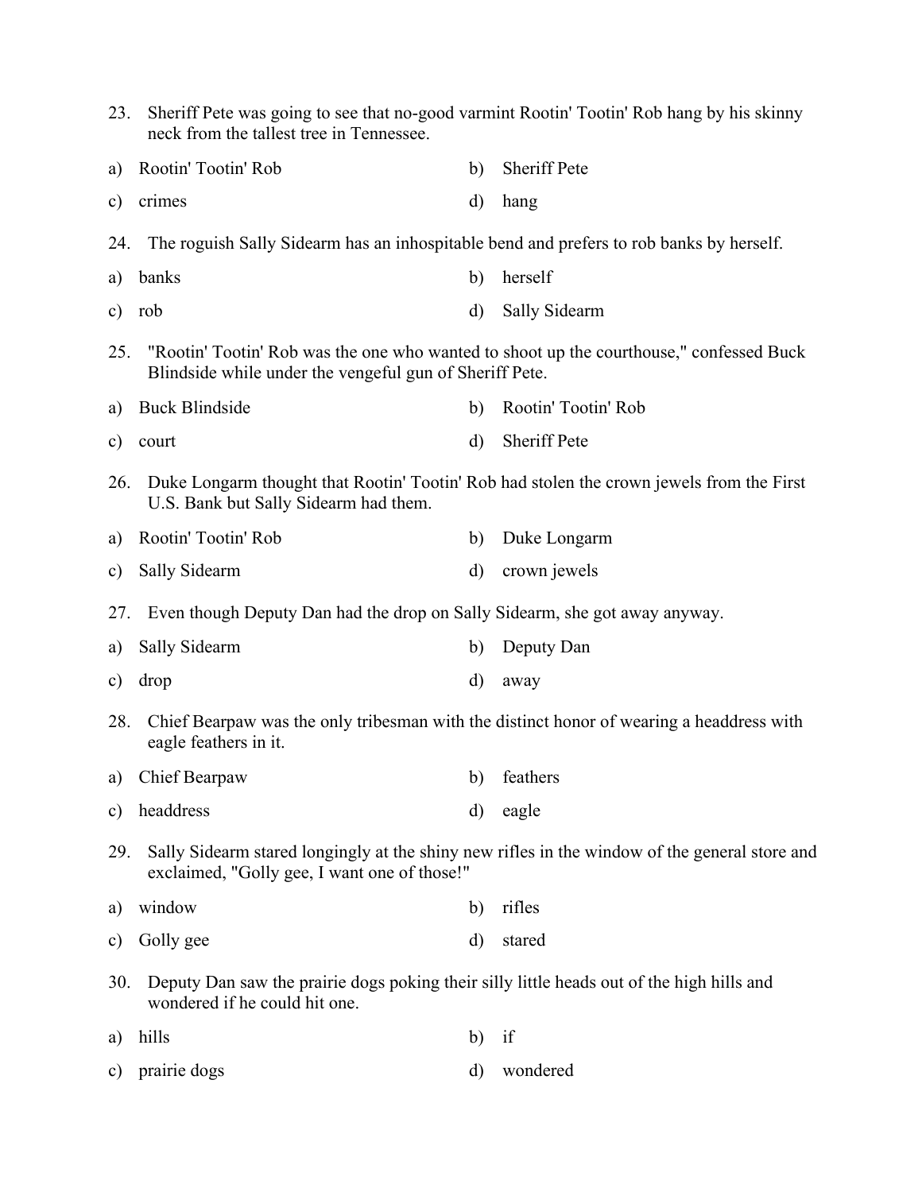23. Sheriff Pete was going to see that no-good varmint Rootin' Tootin' Rob hang by his skinny neck from the tallest tree in Tennessee.

a) Rootin' Tootin' Rob b) Sheriff Pete
c) crimes d) hang

24. The roguish Sally Sidearm has an inhospitable bend and prefers to rob banks by herself.

a) banks b) herself
c) rob d) Sally Sidearm

25. "Rootin' Tootin' Rob was the one who wanted to shoot up the courthouse," confessed Buck Blindside while under the vengeful gun of Sheriff Pete.

a) Buck Blindside b) Rootin' Tootin' Rob
c) court d) Sheriff Pete

26. Duke Longarm thought that Rootin' Tootin' Rob had stolen the crown jewels from the First U.S. Bank but Sally Sidearm had them.

a) Rootin' Tootin' Rob b) Duke Longarm
c) Sally Sidearm d) crown jewels

27. Even though Deputy Dan had the drop on Sally Sidearm, she got away anyway.

a) Sally Sidearm b) Deputy Dan
c) drop d) away

28. Chief Bearpaw was the only tribesman with the distinct honor of wearing a headdress with eagle feathers in it.

a) Chief Bearpaw b) feathers
c) headdress d) eagle

29. Sally Sidearm stared longingly at the shiny new rifles in the window of the general store and exclaimed, "Golly gee, I want one of those!"

a) window b) rifles
c) Golly gee d) stared

30. Deputy Dan saw the prairie dogs poking their silly little heads out of the high hills and wondered if he could hit one.

a) hills b) if
c) prairie dogs d) wondered